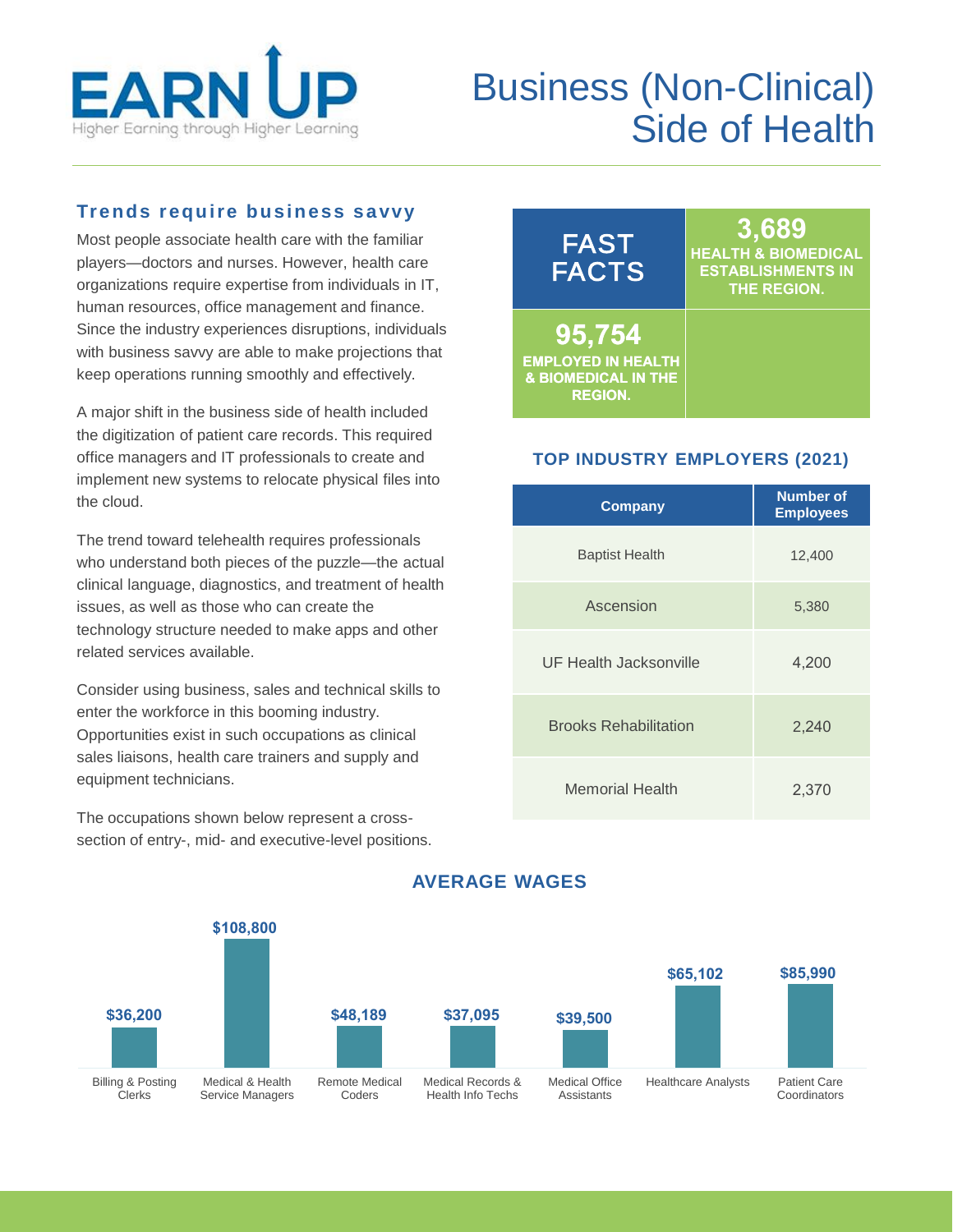# EARN UP

Higher Earning through Higher Learning

# Business (Non-Clinical) Side of Health

## Trends require business savvy

Most people associate health care with the familiar players—doctors and nurses. However, health care organizations require expertise from individuals in IT, human resources, office management and finance. Since the industry experiences disruptions, individuals with business savvy are able to make projections that keep operations running smoothly and effectively.

A major shift in the business side of health included the digitization of patient care records. This required office managers and IT professionals to create and implement new systems to relocate physical files into the cloud.

The trend toward telehealth requires professionals who understand both pieces of the puzzle—the actual clinical language, diagnostics, and treatment of health issues, as well as those who can create the technology structure needed to make apps and other related services available.

Consider using business, sales and technical skills to enter the workforce in this booming industry. Opportunities exist in such occupations as clinical sales liaisons, health care trainers and supply and equipment technicians.

The occupations shown below represent a cross-section of entry-, mid- and executive-level positions.

## FAST FACTS

**3,689** HEALTH & BIOMEDICAL ESTABLISHMENTS IN THE REGION.

**95,754** EMPLOYED IN HEALTH & BIOMEDICAL IN THE REGION.

## TOP INDUSTRY EMPLOYERS (2021)

| Company | Number of Employees |
|---|---|
| Baptist Health | 12,400 |
| Ascension | 5,380 |
| UF Health Jacksonville | 4,200 |
| Brooks Rehabilitation | 2,240 |
| Memorial Health | 2,370 |

## AVERAGE WAGES

| Occupation | Average Wage |
|---|---|
| Billing & Posting Clerks | $36,200 |
| Medical & Health Service Managers | $108,800 |
| Remote Medical Coders | $48,189 |
| Medical Records & Health Info Techs | $37,095 |
| Medical Office Assistants | $39,500 |
| Healthcare Analysts | $65,102 |
| Patient Care Coordinators | $85,990 |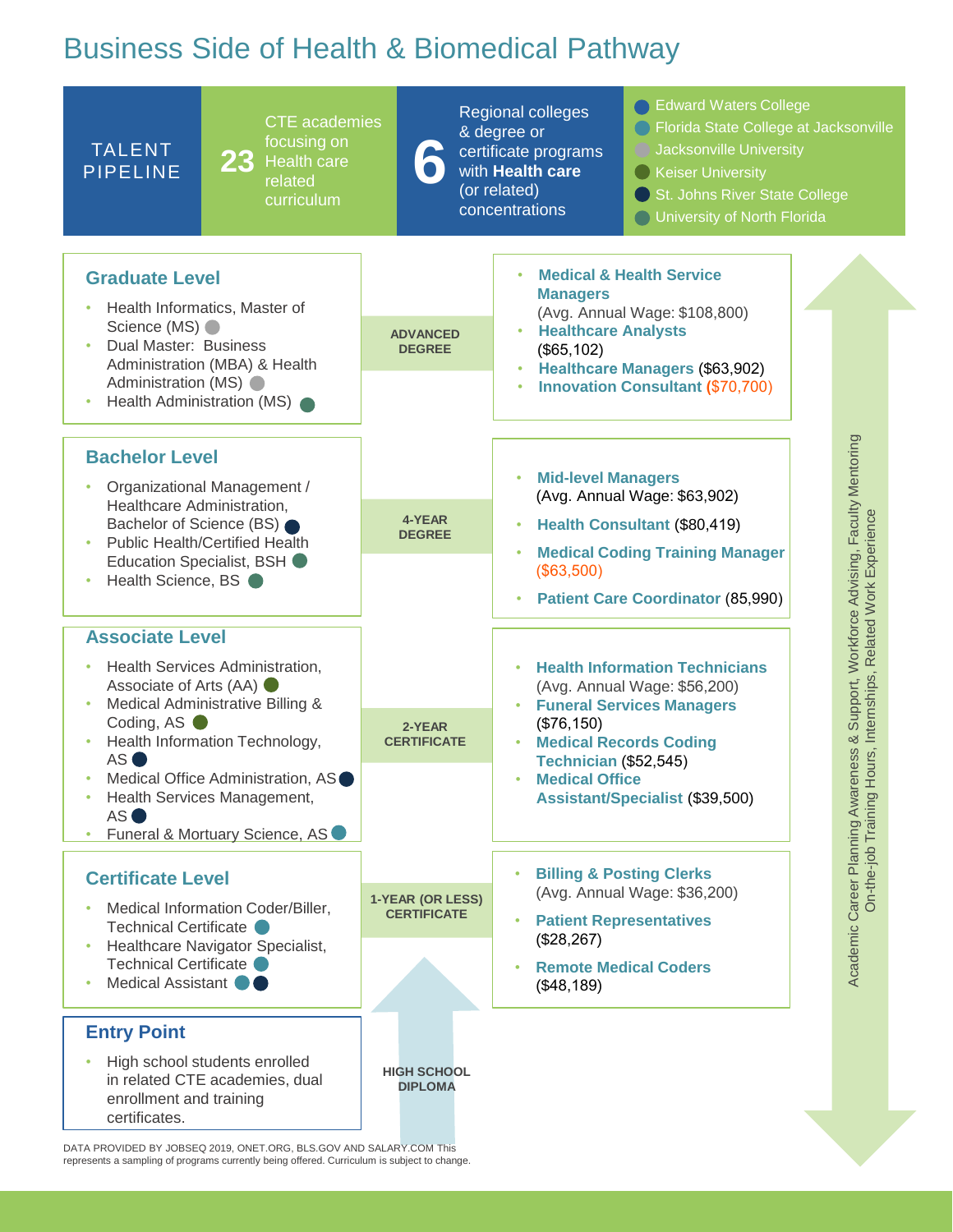# Business Side of Health & Biomedical Pathway

**TALENT PIPELINE**

**23** CTE academies focusing on Health care related curriculum

**6** Regional colleges & degree or certificate programs with **Health care** (or related) concentrations

- Edward Waters College
- Florida State College at Jacksonville
- Jacksonville University
- Keiser University
- St. Johns River State College
- University of North Florida

## Graduate Level

**ADVANCED DEGREE**

- Health Informatics, Master of Science (MS)
- Dual Master: Business Administration (MBA) & Health Administration (MS)
- Health Administration (MS)

Careers:

- **Medical & Health Service Managers** (Avg. Annual Wage: $108,800)
- **Healthcare Analysts** ($65,102)
- **Healthcare Managers** ($63,902)
- **Innovation Consultant** ($70,700)

## Bachelor Level

**4-YEAR DEGREE**

- Organizational Management / Healthcare Administration, Bachelor of Science (BS)
- Public Health/Certified Health Education Specialist, BSH
- Health Science, BS

Careers:

- **Mid-level Managers** (Avg. Annual Wage: $63,902)
- **Health Consultant** ($80,419)
- **Medical Coding Training Manager** ($63,500)
- **Patient Care Coordinator** (85,990)

## Associate Level

**2-YEAR CERTIFICATE**

- Health Services Administration, Associate of Arts (AA)
- Medical Administrative Billing & Coding, AS
- Health Information Technology, AS
- Medical Office Administration, AS
- Health Services Management, AS
- Funeral & Mortuary Science, AS

Careers:

- **Health Information Technicians** (Avg. Annual Wage: $56,200)
- **Funeral Services Managers** ($76,150)
- **Medical Records Coding Technician** ($52,545)
- **Medical Office Assistant/Specialist** ($39,500)

## Certificate Level

**1-YEAR (OR LESS) CERTIFICATE**

- Medical Information Coder/Biller, Technical Certificate
- Healthcare Navigator Specialist, Technical Certificate
- Medical Assistant

Careers:

- **Billing & Posting Clerks** (Avg. Annual Wage: $36,200)
- **Patient Representatives** ($28,267)
- **Remote Medical Coders** ($48,189)

## Entry Point

**HIGH SCHOOL DIPLOMA**

- High school students enrolled in related CTE academies, dual enrollment and training certificates.

Academic Career Planning Awareness & Support, Workforce Advising, Faculty Mentoring
On-the-job Training Hours, Internships, Related Work Experience

DATA PROVIDED BY JOBSEQ 2019, ONET.ORG, BLS.GOV AND SALARY.COM This represents a sampling of programs currently being offered. Curriculum is subject to change.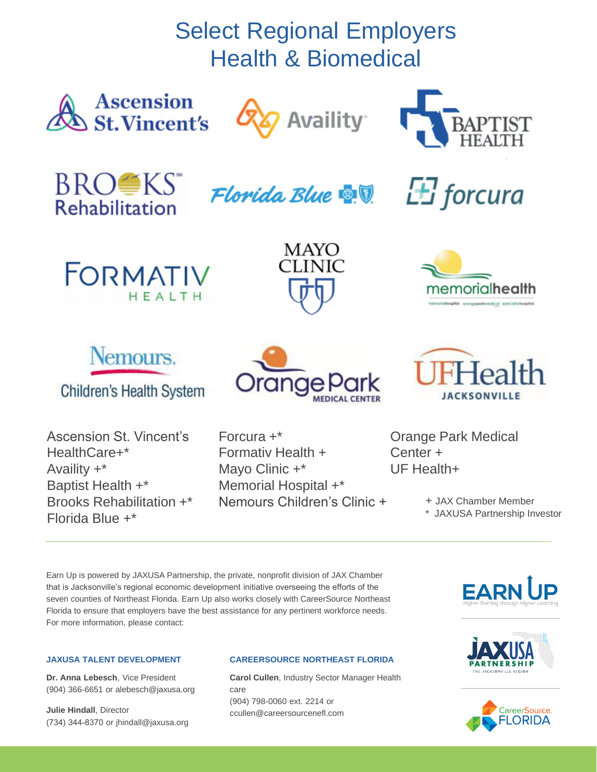# Select Regional Employers
## Health & Biomedical

Ascension St. Vincent's HealthCare+*
Availity +*
Baptist Health +*
Brooks Rehabilitation +*
Florida Blue +*

Forcura +*
Formativ Health +
Mayo Clinic +*
Memorial Hospital +*
Nemours Children's Clinic +

Orange Park Medical Center +
UF Health+

\+ JAX Chamber Member
\* JAXUSA Partnership Investor

---

Earn Up is powered by JAXUSA Partnership, the private, nonprofit division of JAX Chamber that is Jacksonville's regional economic development initiative overseeing the efforts of the seven counties of Northeast Florida. Earn Up also works closely with CareerSource Northeast Florida to ensure that employers have the best assistance for any pertinent workforce needs. For more information, please contact:

**JAXUSA TALENT DEVELOPMENT**

**Dr. Anna Lebesch**, Vice President
(904) 366-6651 or alebesch@jaxusa.org

**Julie Hindall**, Director
(734) 344-8370 or jhindall@jaxusa.org

**CAREERSOURCE NORTHEAST FLORIDA**

**Carol Cullen**, Industry Sector Manager Health care
(904) 798-0060 ext. 2214 or
ccullen@careersourcenefl.com